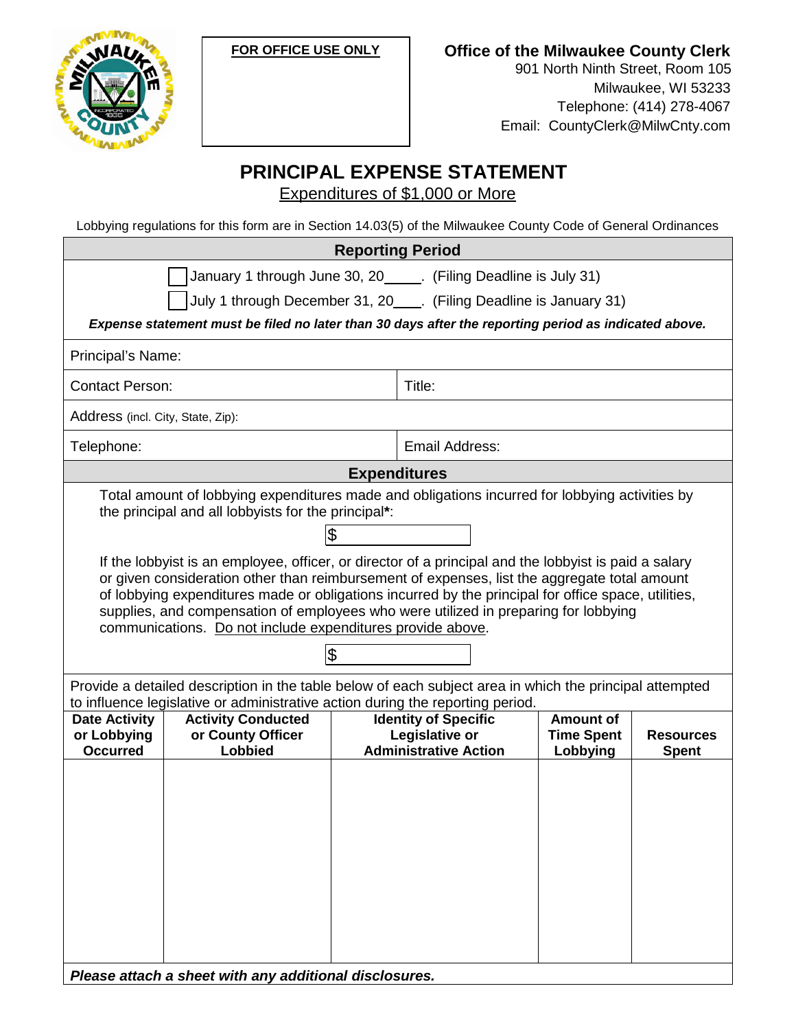**FOR OFFICE USE ONLY**

**Office of the Milwaukee County Clerk**
901 North Ninth Street, Room 105
Milwaukee, WI 53233
Telephone: (414) 278-4067
Email: CountyClerk@MilwCnty.com

# PRINCIPAL EXPENSE STATEMENT

Expenditures of $1,000 or More

Lobbying regulations for this form are in Section 14.03(5) of the Milwaukee County Code of General Ordinances

## Reporting Period

☐ January 1 through June 30, 20____. (Filing Deadline is July 31)

☐ July 1 through December 31, 20___. (Filing Deadline is January 31)

***Expense statement must be filed no later than 30 days after the reporting period as indicated above.***

| | |
|---|---|
| Principal's Name: | |
| Contact Person: | Title: |
| Address (incl. City, State, Zip): | |
| Telephone: | Email Address: |

## Expenditures

Total amount of lobbying expenditures made and obligations incurred for lobbying activities by the principal and all lobbyists for the principal**\***:

$

If the lobbyist is an employee, officer, or director of a principal and the lobbyist is paid a salary or given consideration other than reimbursement of expenses, list the aggregate total amount of lobbying expenditures made or obligations incurred by the principal for office space, utilities, supplies, and compensation of employees who were utilized in preparing for lobbying communications. Do not include expenditures provide above.

$

Provide a detailed description in the table below of each subject area in which the principal attempted to influence legislative or administrative action during the reporting period.

| Date Activity or Lobbying Occurred | Activity Conducted or County Officer Lobbied | Identity of Specific Legislative or Administrative Action | Amount of Time Spent Lobbying | Resources Spent |
|---|---|---|---|---|
| | | | | |

***Please attach a sheet with any additional disclosures.***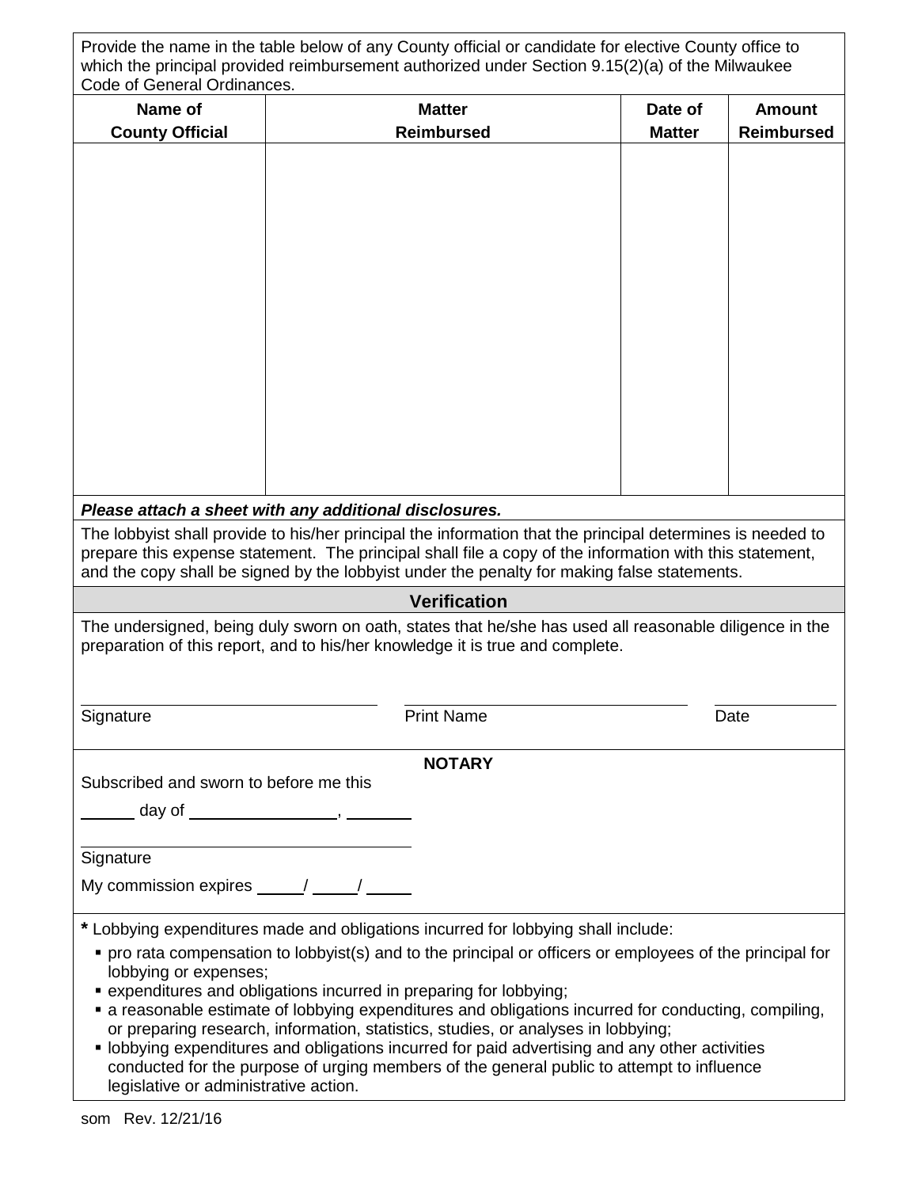Provide the name in the table below of any County official or candidate for elective County office to which the principal provided reimbursement authorized under Section 9.15(2)(a) of the Milwaukee Code of General Ordinances.

| Name of County Official | Matter Reimbursed | Date of Matter | Amount Reimbursed |
|---|---|---|---|
| | | | |

***Please attach a sheet with any additional disclosures.***

The lobbyist shall provide to his/her principal the information that the principal determines is needed to prepare this expense statement. The principal shall file a copy of the information with this statement, and the copy shall be signed by the lobbyist under the penalty for making false statements.

## Verification

The undersigned, being duly sworn on oath, states that he/she has used all reasonable diligence in the preparation of this report, and to his/her knowledge it is true and complete.

Signature ______________________ Print Name ______________________ Date __________

**NOTARY**

Subscribed and sworn to before me this

______ day of ________________, _______

______________________________
Signature

My commission expires _____/_____/_____

**\*** Lobbying expenditures made and obligations incurred for lobbying shall include:

- pro rata compensation to lobbyist(s) and to the principal or officers or employees of the principal for lobbying or expenses;
- expenditures and obligations incurred in preparing for lobbying;
- a reasonable estimate of lobbying expenditures and obligations incurred for conducting, compiling, or preparing research, information, statistics, studies, or analyses in lobbying;
- lobbying expenditures and obligations incurred for paid advertising and any other activities conducted for the purpose of urging members of the general public to attempt to influence legislative or administrative action.

som Rev. 12/21/16